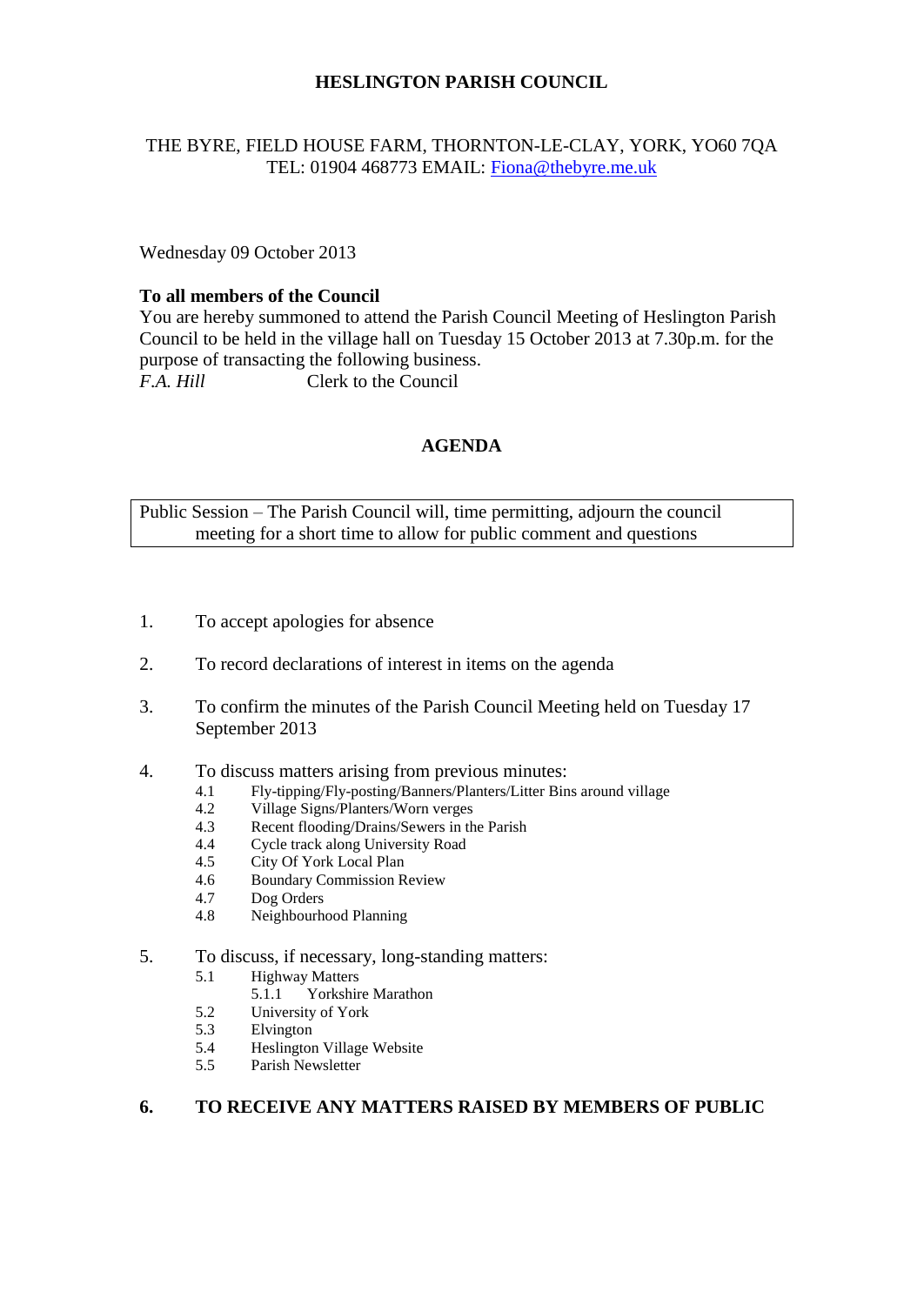# HESLINGTON PARISH COUNCIL

THE BYRE, FIELD HOUSE FARM, THORNTON-LE-CLAY, YORK, YO60 7QA
TEL: 01904 468773 EMAIL: Fiona@thebyre.me.uk

Wednesday 09 October 2013

**To all members of the Council**
You are hereby summoned to attend the Parish Council Meeting of Heslington Parish Council to be held in the village hall on Tuesday 15 October 2013 at 7.30p.m. for the purpose of transacting the following business.
*F.A. Hill* Clerk to the Council

## AGENDA

| Public Session – The Parish Council will, time permitting, adjourn the council meeting for a short time to allow for public comment and questions |
|---|

1. To accept apologies for absence

2. To record declarations of interest in items on the agenda

3. To confirm the minutes of the Parish Council Meeting held on Tuesday 17 September 2013

4. To discuss matters arising from previous minutes:
   - 4.1 Fly-tipping/Fly-posting/Banners/Planters/Litter Bins around village
   - 4.2 Village Signs/Planters/Worn verges
   - 4.3 Recent flooding/Drains/Sewers in the Parish
   - 4.4 Cycle track along University Road
   - 4.5 City Of York Local Plan
   - 4.6 Boundary Commission Review
   - 4.7 Dog Orders
   - 4.8 Neighbourhood Planning

5. To discuss, if necessary, long-standing matters:
   - 5.1 Highway Matters
     - 5.1.1 Yorkshire Marathon
   - 5.2 University of York
   - 5.3 Elvington
   - 5.4 Heslington Village Website
   - 5.5 Parish Newsletter

6. **TO RECEIVE ANY MATTERS RAISED BY MEMBERS OF PUBLIC**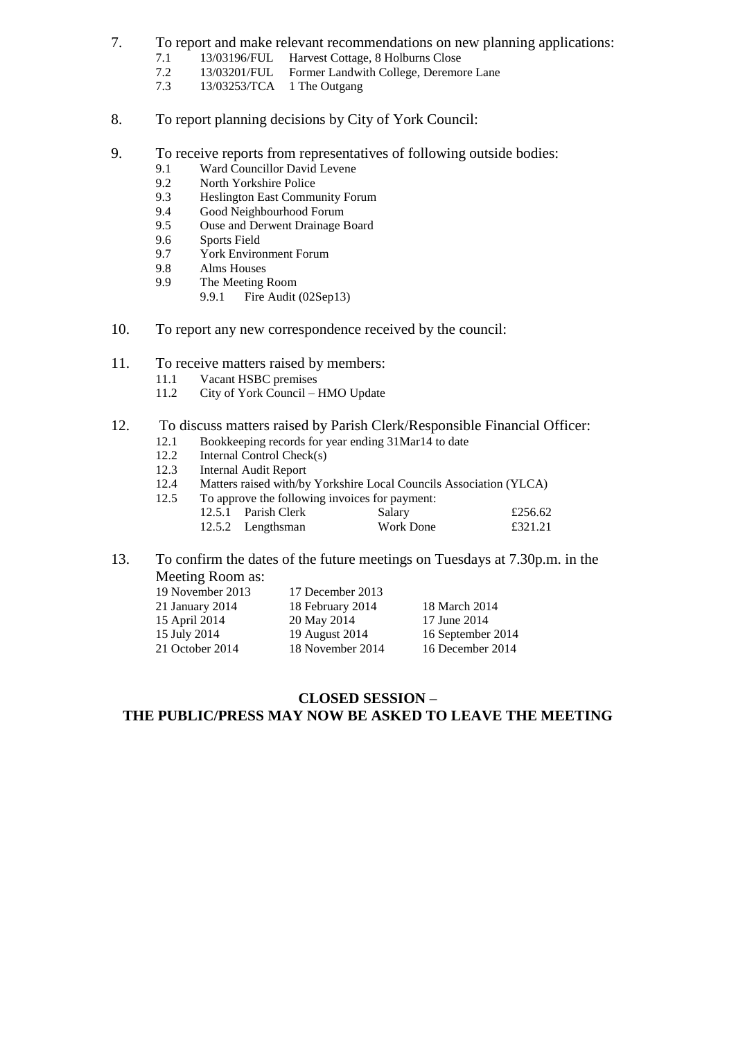7. To report and make relevant recommendations on new planning applications:
   - 7.1 13/03196/FUL Harvest Cottage, 8 Holburns Close
   - 7.2 13/03201/FUL Former Landwith College, Deremore Lane
   - 7.3 13/03253/TCA 1 The Outgang

8. To report planning decisions by City of York Council:

9. To receive reports from representatives of following outside bodies:
   - 9.1 Ward Councillor David Levene
   - 9.2 North Yorkshire Police
   - 9.3 Heslington East Community Forum
   - 9.4 Good Neighbourhood Forum
   - 9.5 Ouse and Derwent Drainage Board
   - 9.6 Sports Field
   - 9.7 York Environment Forum
   - 9.8 Alms Houses
   - 9.9 The Meeting Room
     - 9.9.1 Fire Audit (02Sep13)

10. To report any new correspondence received by the council:

11. To receive matters raised by members:
    - 11.1 Vacant HSBC premises
    - 11.2 City of York Council – HMO Update

12. To discuss matters raised by Parish Clerk/Responsible Financial Officer:
    - 12.1 Bookkeeping records for year ending 31Mar14 to date
    - 12.2 Internal Control Check(s)
    - 12.3 Internal Audit Report
    - 12.4 Matters raised with/by Yorkshire Local Councils Association (YLCA)
    - 12.5 To approve the following invoices for payment:

| | | | |
|---|---|---|---|
| 12.5.1 | Parish Clerk | Salary | £256.62 |
| 12.5.2 | Lengthsman | Work Done | £321.21 |

13. To confirm the dates of the future meetings on Tuesdays at 7.30p.m. in the Meeting Room as:

| | | |
|---|---|---|
| 19 November 2013 | 17 December 2013 | |
| 21 January 2014 | 18 February 2014 | 18 March 2014 |
| 15 April 2014 | 20 May 2014 | 17 June 2014 |
| 15 July 2014 | 19 August 2014 | 16 September 2014 |
| 21 October 2014 | 18 November 2014 | 16 December 2014 |

**CLOSED SESSION –**
**THE PUBLIC/PRESS MAY NOW BE ASKED TO LEAVE THE MEETING**